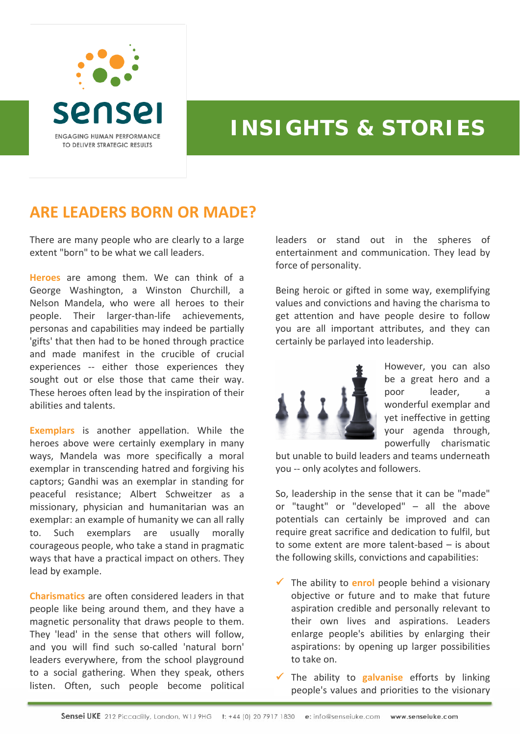sensei

ENGAGING HUMAN PERFORMANCE TO DELIVER STRATEGIC RESULTS

# INSIGHTS & STORIES

## ARE LEADERS BORN OR MADE?

There are many people who are clearly to a large extent "born" to be what we call leaders.

**Heroes** are among them. We can think of a George Washington, a Winston Churchill, a Nelson Mandela, who were all heroes to their people. Their larger-than-life achievements, personas and capabilities may indeed be partially 'gifts' that then had to be honed through practice and made manifest in the crucible of crucial experiences -- either those experiences they sought out or else those that came their way. These heroes often lead by the inspiration of their abilities and talents.

**Exemplars** is another appellation. While the heroes above were certainly exemplary in many ways, Mandela was more specifically a moral exemplar in transcending hatred and forgiving his captors; Gandhi was an exemplar in standing for peaceful resistance; Albert Schweitzer as a missionary, physician and humanitarian was an exemplar: an example of humanity we can all rally to. Such exemplars are usually morally courageous people, who take a stand in pragmatic ways that have a practical impact on others. They lead by example.

**Charismatics** are often considered leaders in that people like being around them, and they have a magnetic personality that draws people to them. They 'lead' in the sense that others will follow, and you will find such so-called 'natural born' leaders everywhere, from the school playground to a social gathering. When they speak, others listen. Often, such people become political leaders or stand out in the spheres of entertainment and communication. They lead by force of personality.

Being heroic or gifted in some way, exemplifying values and convictions and having the charisma to get attention and have people desire to follow you are all important attributes, and they can certainly be parlayed into leadership.

However, you can also be a great hero and a poor leader, a wonderful exemplar and yet ineffective in getting your agenda through, powerfully charismatic but unable to build leaders and teams underneath you -- only acolytes and followers.

So, leadership in the sense that it can be "made" or "taught" or "developed" – all the above potentials can certainly be improved and can require great sacrifice and dedication to fulfil, but to some extent are more talent-based – is about the following skills, convictions and capabilities:

- ✓ The ability to **enrol** people behind a visionary objective or future and to make that future aspiration credible and personally relevant to their own lives and aspirations. Leaders enlarge people's abilities by enlarging their aspirations: by opening up larger possibilities to take on.
- ✓ The ability to **galvanise** efforts by linking people's values and priorities to the visionary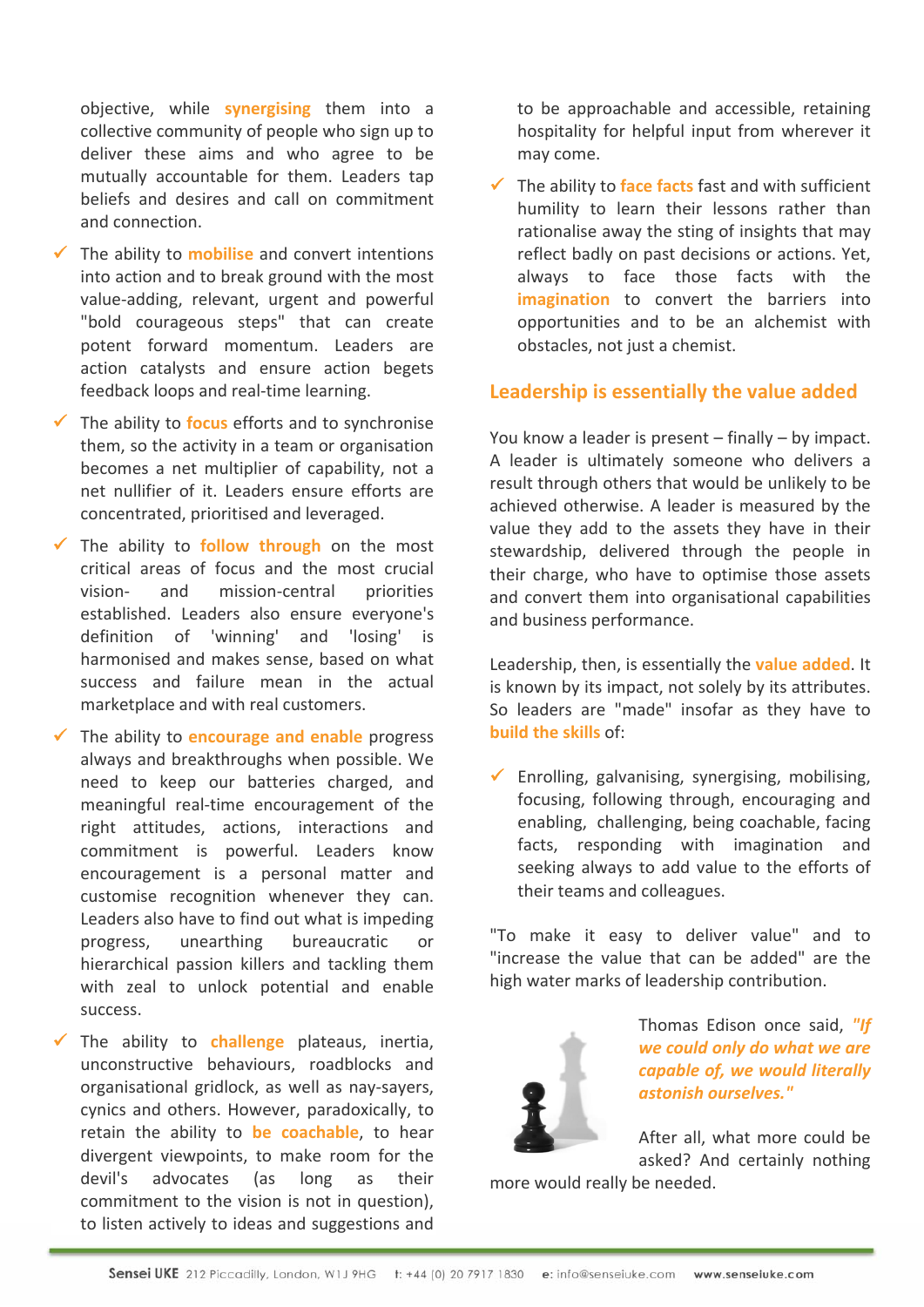objective, while **synergising** them into a collective community of people who sign up to deliver these aims and who agree to be mutually accountable for them. Leaders tap beliefs and desires and call on commitment and connection.

- The ability to **mobilise** and convert intentions into action and to break ground with the most value-adding, relevant, urgent and powerful "bold courageous steps" that can create potent forward momentum. Leaders are action catalysts and ensure action begets feedback loops and real-time learning.
- The ability to **focus** efforts and to synchronise them, so the activity in a team or organisation becomes a net multiplier of capability, not a net nullifier of it. Leaders ensure efforts are concentrated, prioritised and leveraged.
- The ability to **follow through** on the most critical areas of focus and the most crucial vision- and mission-central priorities established. Leaders also ensure everyone's definition of 'winning' and 'losing' is harmonised and makes sense, based on what success and failure mean in the actual marketplace and with real customers.
- The ability to **encourage and enable** progress always and breakthroughs when possible. We need to keep our batteries charged, and meaningful real-time encouragement of the right attitudes, actions, interactions and commitment is powerful. Leaders know encouragement is a personal matter and customise recognition whenever they can. Leaders also have to find out what is impeding progress, unearthing bureaucratic or hierarchical passion killers and tackling them with zeal to unlock potential and enable success.
- The ability to **challenge** plateaus, inertia, unconstructive behaviours, roadblocks and organisational gridlock, as well as nay-sayers, cynics and others. However, paradoxically, to retain the ability to **be coachable**, to hear divergent viewpoints, to make room for the devil's advocates (as long as their commitment to the vision is not in question), to listen actively to ideas and suggestions and to be approachable and accessible, retaining hospitality for helpful input from wherever it may come.
- The ability to **face facts** fast and with sufficient humility to learn their lessons rather than rationalise away the sting of insights that may reflect badly on past decisions or actions. Yet, always to face those facts with the **imagination** to convert the barriers into opportunities and to be an alchemist with obstacles, not just a chemist.

## Leadership is essentially the value added

You know a leader is present – finally – by impact. A leader is ultimately someone who delivers a result through others that would be unlikely to be achieved otherwise. A leader is measured by the value they add to the assets they have in their stewardship, delivered through the people in their charge, who have to optimise those assets and convert them into organisational capabilities and business performance.

Leadership, then, is essentially the **value added**. It is known by its impact, not solely by its attributes. So leaders are "made" insofar as they have to **build the skills** of:

- Enrolling, galvanising, synergising, mobilising, focusing, following through, encouraging and enabling, challenging, being coachable, facing facts, responding with imagination and seeking always to add value to the efforts of their teams and colleagues.

"To make it easy to deliver value" and to "increase the value that can be added" are the high water marks of leadership contribution.

Thomas Edison once said, ***"If we could only do what we are capable of, we would literally astonish ourselves."***

After all, what more could be asked? And certainly nothing more would really be needed.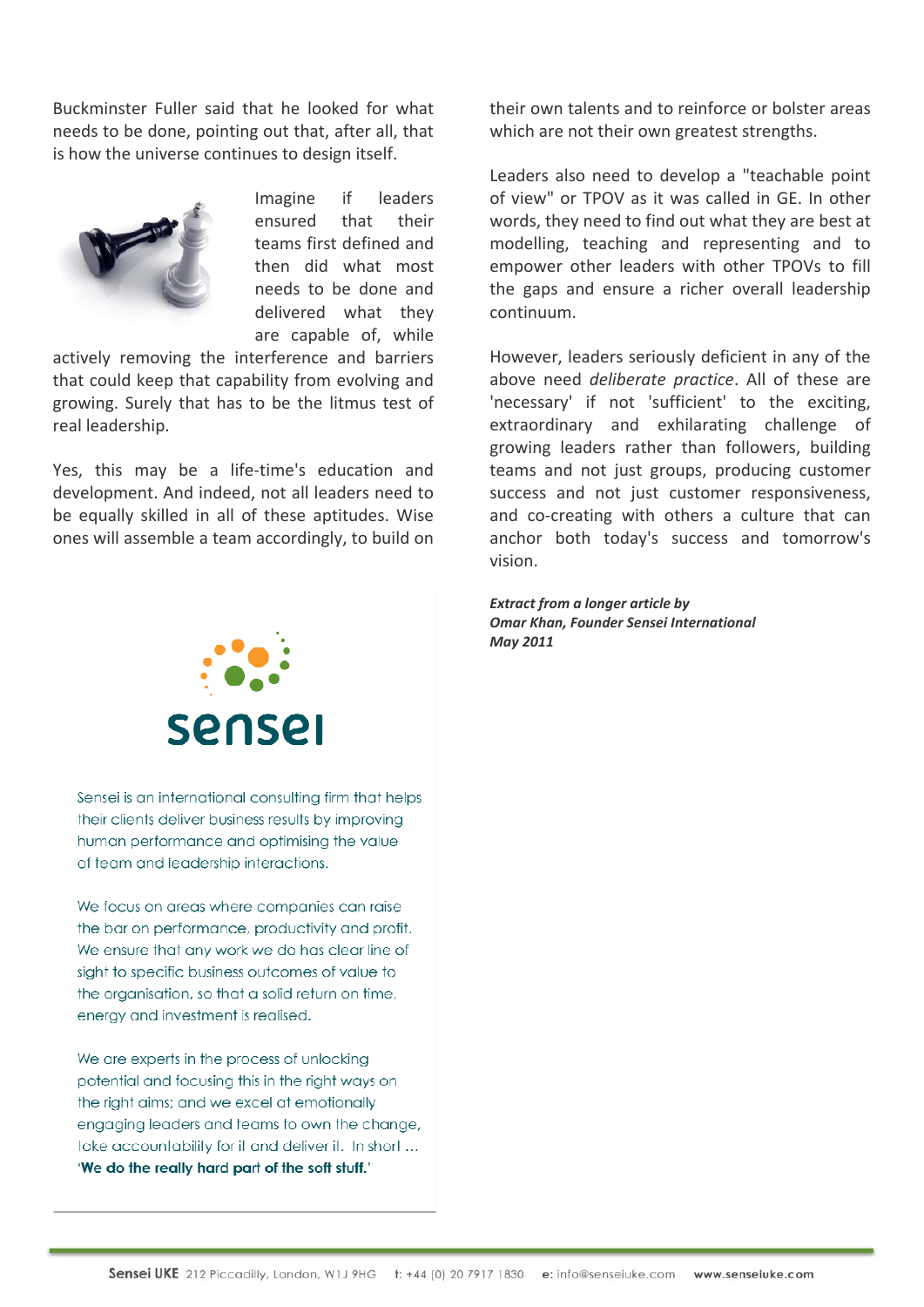Buckminster Fuller said that he looked for what needs to be done, pointing out that, after all, that is how the universe continues to design itself.

Imagine if leaders ensured that their teams first defined and then did what most needs to be done and delivered what they are capable of, while actively removing the interference and barriers that could keep that capability from evolving and growing. Surely that has to be the litmus test of real leadership.

Yes, this may be a life-time's education and development. And indeed, not all leaders need to be equally skilled in all of these aptitudes. Wise ones will assemble a team accordingly, to build on their own talents and to reinforce or bolster areas which are not their own greatest strengths.

Leaders also need to develop a "teachable point of view" or TPOV as it was called in GE. In other words, they need to find out what they are best at modelling, teaching and representing and to empower other leaders with other TPOVs to fill the gaps and ensure a richer overall leadership continuum.

However, leaders seriously deficient in any of the above need *deliberate practice*. All of these are 'necessary' if not 'sufficient' to the exciting, extraordinary and exhilarating challenge of growing leaders rather than followers, building teams and not just groups, producing customer success and not just customer responsiveness, and co-creating with others a culture that can anchor both today's success and tomorrow's vision.

***Extract from a longer article by***
***Omar Khan, Founder Sensei International***
***May 2011***

sensei

Sensei is an international consulting firm that helps their clients deliver business results by improving human performance and optimising the value of team and leadership interactions.

We focus on areas where companies can raise the bar on performance, productivity and profit. We ensure that any work we do has clear line of sight to specific business outcomes of value to the organisation, so that a solid return on time, energy and investment is realised.

We are experts in the process of unlocking potential and focusing this in the right ways on the right aims; and we excel at emotionally engaging leaders and teams to own the change, take accountability for it and deliver it. In short ...
'**We do the really hard part of the soft stuff.**'

**Sensei UKE** 212 Piccadilly, London, W1J 9HG t: +44 (0) 20 7917 1830 e: info@senseiuke.com www.senseiuke.com